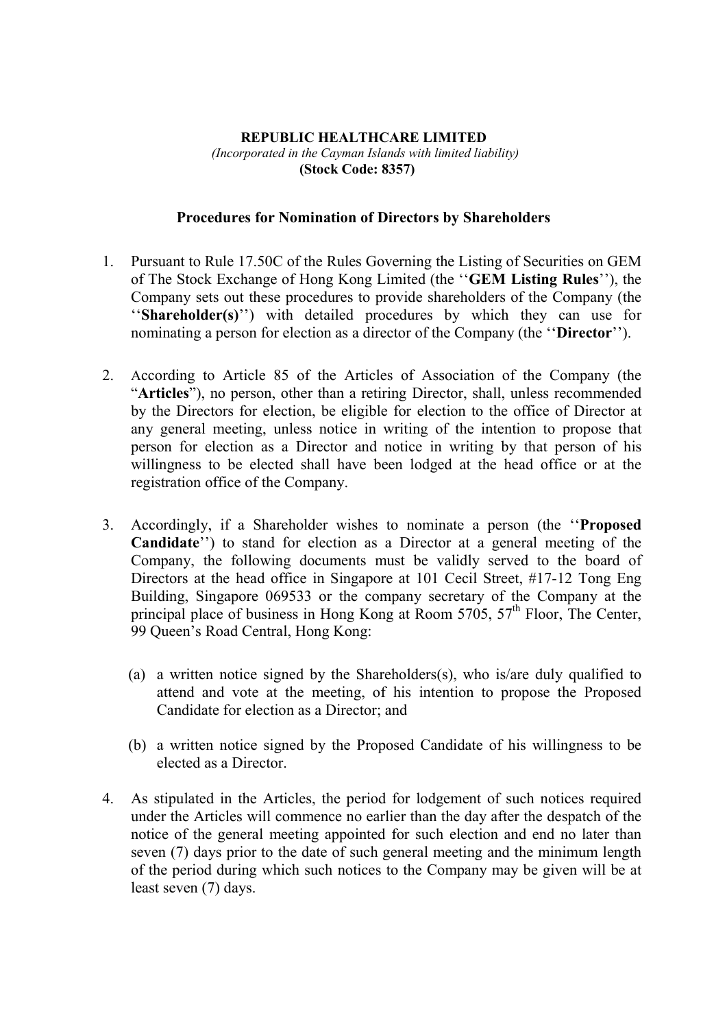**REPUBLIC HEALTHCARE LIMITED**
*(Incorporated in the Cayman Islands with limited liability)*
**(Stock Code: 8357)**

## Procedures for Nomination of Directors by Shareholders

1. Pursuant to Rule 17.50C of the Rules Governing the Listing of Securities on GEM of The Stock Exchange of Hong Kong Limited (the ''**GEM Listing Rules**''), the Company sets out these procedures to provide shareholders of the Company (the ''**Shareholder(s)**'') with detailed procedures by which they can use for nominating a person for election as a director of the Company (the ''**Director**'').

2. According to Article 85 of the Articles of Association of the Company (the "**Articles**"), no person, other than a retiring Director, shall, unless recommended by the Directors for election, be eligible for election to the office of Director at any general meeting, unless notice in writing of the intention to propose that person for election as a Director and notice in writing by that person of his willingness to be elected shall have been lodged at the head office or at the registration office of the Company.

3. Accordingly, if a Shareholder wishes to nominate a person (the ''**Proposed Candidate**'') to stand for election as a Director at a general meeting of the Company, the following documents must be validly served to the board of Directors at the head office in Singapore at 101 Cecil Street, #17-12 Tong Eng Building, Singapore 069533 or the company secretary of the Company at the principal place of business in Hong Kong at Room 5705, 57th Floor, The Center, 99 Queen's Road Central, Hong Kong:

   (a) a written notice signed by the Shareholders(s), who is/are duly qualified to attend and vote at the meeting, of his intention to propose the Proposed Candidate for election as a Director; and

   (b) a written notice signed by the Proposed Candidate of his willingness to be elected as a Director.

4. As stipulated in the Articles, the period for lodgement of such notices required under the Articles will commence no earlier than the day after the despatch of the notice of the general meeting appointed for such election and end no later than seven (7) days prior to the date of such general meeting and the minimum length of the period during which such notices to the Company may be given will be at least seven (7) days.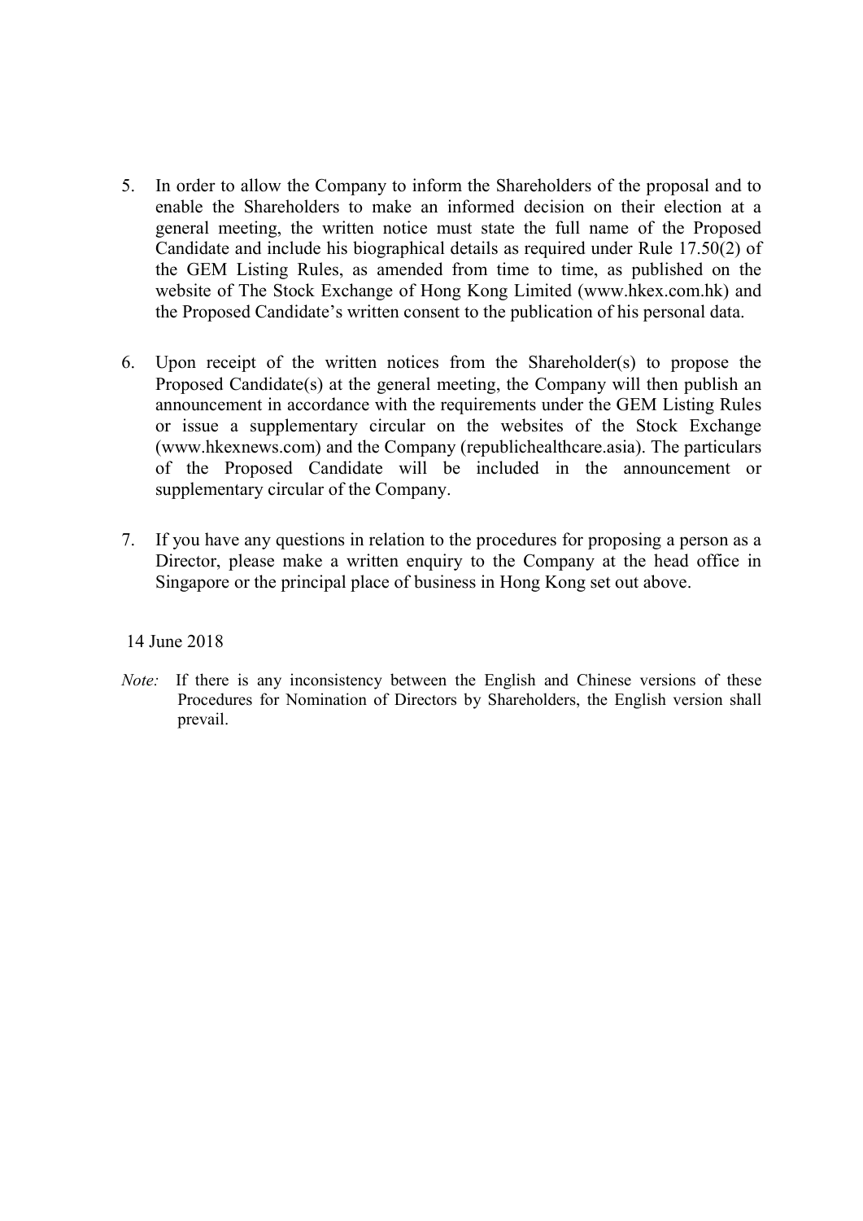5. In order to allow the Company to inform the Shareholders of the proposal and to enable the Shareholders to make an informed decision on their election at a general meeting, the written notice must state the full name of the Proposed Candidate and include his biographical details as required under Rule 17.50(2) of the GEM Listing Rules, as amended from time to time, as published on the website of The Stock Exchange of Hong Kong Limited (www.hkex.com.hk) and the Proposed Candidate's written consent to the publication of his personal data.

6. Upon receipt of the written notices from the Shareholder(s) to propose the Proposed Candidate(s) at the general meeting, the Company will then publish an announcement in accordance with the requirements under the GEM Listing Rules or issue a supplementary circular on the websites of the Stock Exchange (www.hkexnews.com) and the Company (republichealthcare.asia). The particulars of the Proposed Candidate will be included in the announcement or supplementary circular of the Company.

7. If you have any questions in relation to the procedures for proposing a person as a Director, please make a written enquiry to the Company at the head office in Singapore or the principal place of business in Hong Kong set out above.

14 June 2018

*Note:* If there is any inconsistency between the English and Chinese versions of these Procedures for Nomination of Directors by Shareholders, the English version shall prevail.